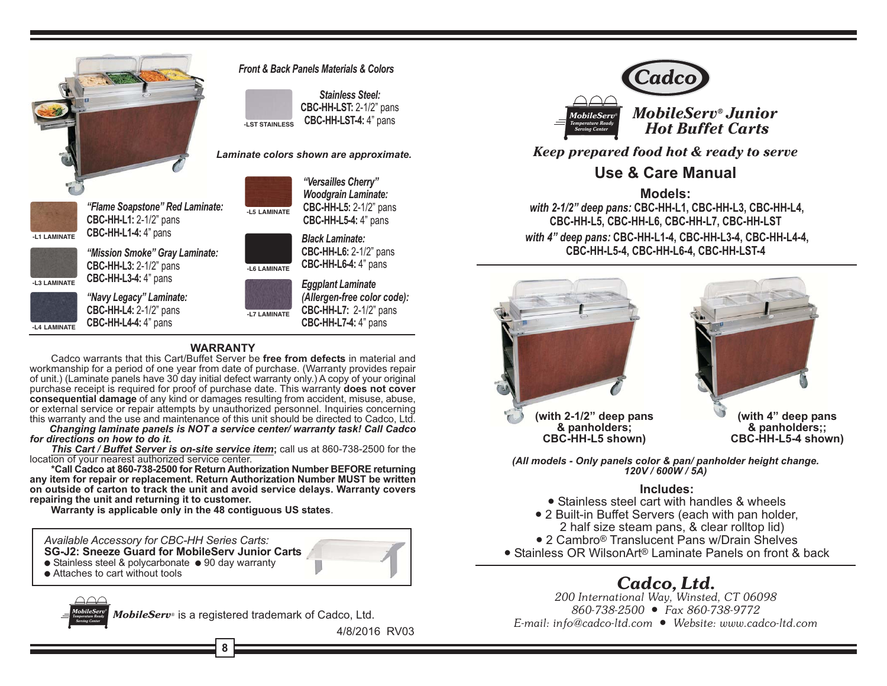*Front & Back Panels Materials & Colors*

-LST STAINLESS

***Stainless Steel:***
**CBC-HH-LST:** 2-1/2" pans
**CBC-HH-LST-4:** 4" pans

***Laminate colors shown are approximate.***

-L1 LAMINATE

***"Flame Soapstone" Red Laminate:***
**CBC-HH-L1:** 2-1/2" pans
**CBC-HH-L1-4:** 4" pans

-L3 LAMINATE

***"Mission Smoke" Gray Laminate:***
**CBC-HH-L3:** 2-1/2" pans
**CBC-HH-L3-4:** 4" pans

-L4 LAMINATE

***"Navy Legacy" Laminate:***
**CBC-HH-L4:** 2-1/2" pans
**CBC-HH-L4-4:** 4" pans

-L5 LAMINATE

***"Versailles Cherry" Woodgrain Laminate:***
**CBC-HH-L5:** 2-1/2" pans
**CBC-HH-L5-4:** 4" pans

-L6 LAMINATE

***Black Laminate:***
**CBC-HH-L6:** 2-1/2" pans
**CBC-HH-L6-4:** 4" pans

-L7 LAMINATE

***Eggplant Laminate (Allergen-free color code):***
**CBC-HH-L7:** 2-1/2" pans
**CBC-HH-L7-4:** 4" pans

## WARRANTY

Cadco warrants that this Cart/Buffet Server be **free from defects** in material and workmanship for a period of one year from date of purchase. (Warranty provides repair of unit.) (Laminate panels have 30 day initial defect warranty only.) A copy of your original purchase receipt is required for proof of purchase date. This warranty **does not cover consequential damage** of any kind or damages resulting from accident, misuse, abuse, or external service or repair attempts by unauthorized personnel. Inquiries concerning this warranty and the use and maintenance of this unit should be directed to Cadco, Ltd.

***Changing laminate panels is NOT a service center/ warranty task! Call Cadco for directions on how to do it.***

***This Cart / Buffet Server is on-site service item*****;** call us at 860-738-2500 for the location of your nearest authorized service center.

**\*Call Cadco at 860-738-2500 for Return Authorization Number BEFORE returning any item for repair or replacement. Return Authorization Number MUST be written on outside of carton to track the unit and avoid service delays. Warranty covers repairing the unit and returning it to customer.**

**Warranty is applicable only in the 48 contiguous US states**.

*Available Accessory for CBC-HH Series Carts:*
**SG-J2: Sneeze Guard for MobileServ Junior Carts**
- Stainless steel & polycarbonate
- 90 day warranty
- Attaches to cart without tools

***MobileServ®*** is a registered trademark of Cadco, Ltd.

4/8/2016 RV03

# Cadco

# *MobileServ® Junior Hot Buffet Carts*

***Keep prepared food hot & ready to serve***

## Use & Care Manual

**Models:**
***with 2-1/2" deep pans:*** **CBC-HH-L1, CBC-HH-L3, CBC-HH-L4, CBC-HH-L5, CBC-HH-L6, CBC-HH-L7, CBC-HH-LST**
***with 4" deep pans:*** **CBC-HH-L1-4, CBC-HH-L3-4, CBC-HH-L4-4, CBC-HH-L5-4, CBC-HH-L6-4, CBC-HH-LST-4**

**(with 2-1/2" deep pans & panholders; CBC-HH-L5 shown)**

**(with 4" deep pans & panholders;; CBC-HH-L5-4 shown)**

***(All models - Only panels color & pan/ panholder height change. 120V / 600W / 5A)***

**Includes:**
- Stainless steel cart with handles & wheels
- 2 Built-in Buffet Servers (each with pan holder, 2 half size steam pans, & clear rolltop lid)
- 2 Cambro® Translucent Pans w/Drain Shelves
- Stainless OR WilsonArt® Laminate Panels on front & back

## *Cadco, Ltd.*

*200 International Way, Winsted, CT 06098*
*860-738-2500 • Fax 860-738-9772*
*E-mail: info@cadco-ltd.com • Website: www.cadco-ltd.com*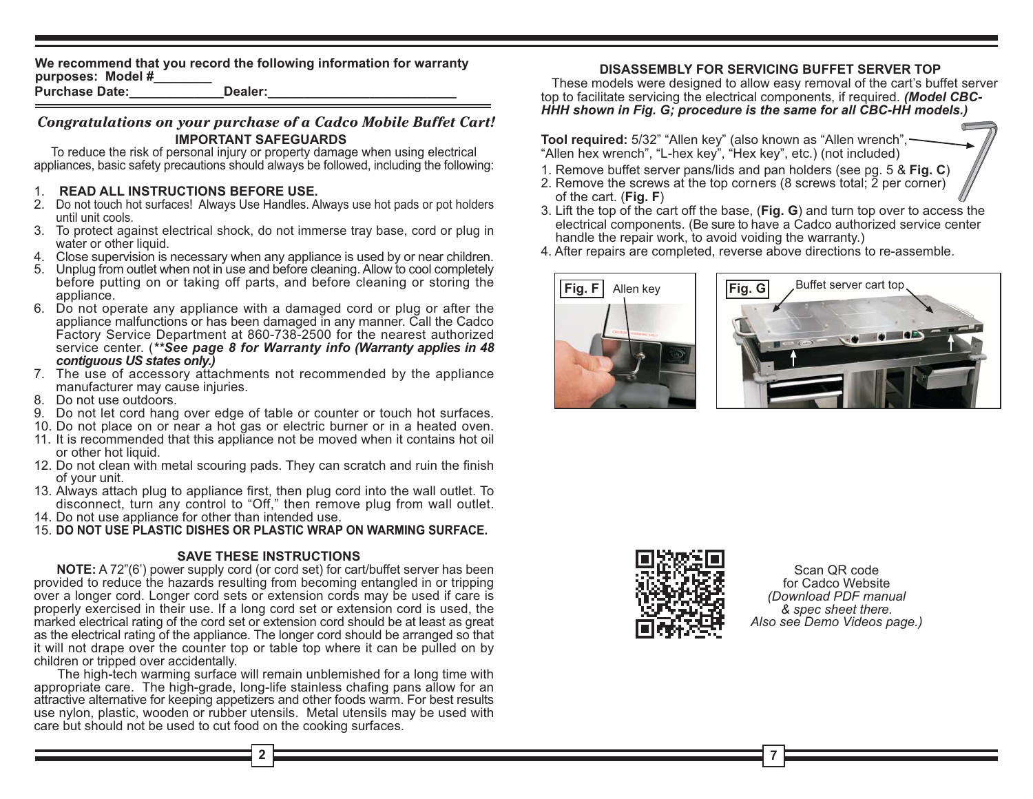We recommend that you record the following information for warranty purposes: Model #________
Purchase Date:_____________Dealer:__________________________

## *Congratulations on your purchase of a Cadco Mobile Buffet Cart!*

### IMPORTANT SAFEGUARDS

To reduce the risk of personal injury or property damage when using electrical appliances, basic safety precautions should always be followed, including the following:

1. **READ ALL INSTRUCTIONS BEFORE USE.**
2. Do not touch hot surfaces! Always Use Handles. Always use hot pads or pot holders until unit cools.
3. To protect against electrical shock, do not immerse tray base, cord or plug in water or other liquid.
4. Close supervision is necessary when any appliance is used by or near children.
5. Unplug from outlet when not in use and before cleaning. Allow to cool completely before putting on or taking off parts, and before cleaning or storing the appliance.
6. Do not operate any appliance with a damaged cord or plug or after the appliance malfunctions or has been damaged in any manner. Call the Cadco Factory Service Department at 860-738-2500 for the nearest authorized service center. (***\*\*See page 8 for Warranty info (Warranty applies in 48 contiguous US states only.)***
7. The use of accessory attachments not recommended by the appliance manufacturer may cause injuries.
8. Do not use outdoors.
9. Do not let cord hang over edge of table or counter or touch hot surfaces.
10. Do not place on or near a hot gas or electric burner or in a heated oven.
11. It is recommended that this appliance not be moved when it contains hot oil or other hot liquid.
12. Do not clean with metal scouring pads. They can scratch and ruin the finish of your unit.
13. Always attach plug to appliance first, then plug cord into the wall outlet. To disconnect, turn any control to "Off," then remove plug from wall outlet.
14. Do not use appliance for other than intended use.
15. **DO NOT USE PLASTIC DISHES OR PLASTIC WRAP ON WARMING SURFACE.**

### SAVE THESE INSTRUCTIONS

**NOTE:** A 72"(6') power supply cord (or cord set) for cart/buffet server has been provided to reduce the hazards resulting from becoming entangled in or tripping over a longer cord. Longer cord sets or extension cords may be used if care is properly exercised in their use. If a long cord set or extension cord is used, the marked electrical rating of the cord set or extension cord should be at least as great as the electrical rating of the appliance. The longer cord should be arranged so that it will not drape over the counter top or table top where it can be pulled on by children or tripped over accidentally.

The high-tech warming surface will remain unblemished for a long time with appropriate care. The high-grade, long-life stainless chafing pans allow for an attractive alternative for keeping appetizers and other foods warm. For best results use nylon, plastic, wooden or rubber utensils. Metal utensils may be used with care but should not be used to cut food on the cooking surfaces.

### DISASSEMBLY FOR SERVICING BUFFET SERVER TOP

These models were designed to allow easy removal of the cart's buffet server top to facilitate servicing the electrical components, if required. ***(Model CBC-HHH shown in Fig. G; procedure is the same for all CBC-HH models.)***

**Tool required:** 5/32" "Allen key" (also known as "Allen wrench", "Allen hex wrench", "L-hex key", "Hex key", etc.) (not included)

1. Remove buffet server pans/lids and pan holders (see pg. 5 & **Fig. C**)
2. Remove the screws at the top corners (8 screws total; 2 per corner) of the cart. (**Fig. F**)
3. Lift the top of the cart off the base, (**Fig. G**) and turn top over to access the electrical components. (Be sure to have a Cadco authorized service center handle the repair work, to avoid voiding the warranty.)
4. After repairs are completed, reverse above directions to re-assemble.

**Fig. F** Allen key

**Fig. G** Buffet server cart top

Scan QR code for Cadco Website
*(Download PDF manual & spec sheet there. Also see Demo Videos page.)*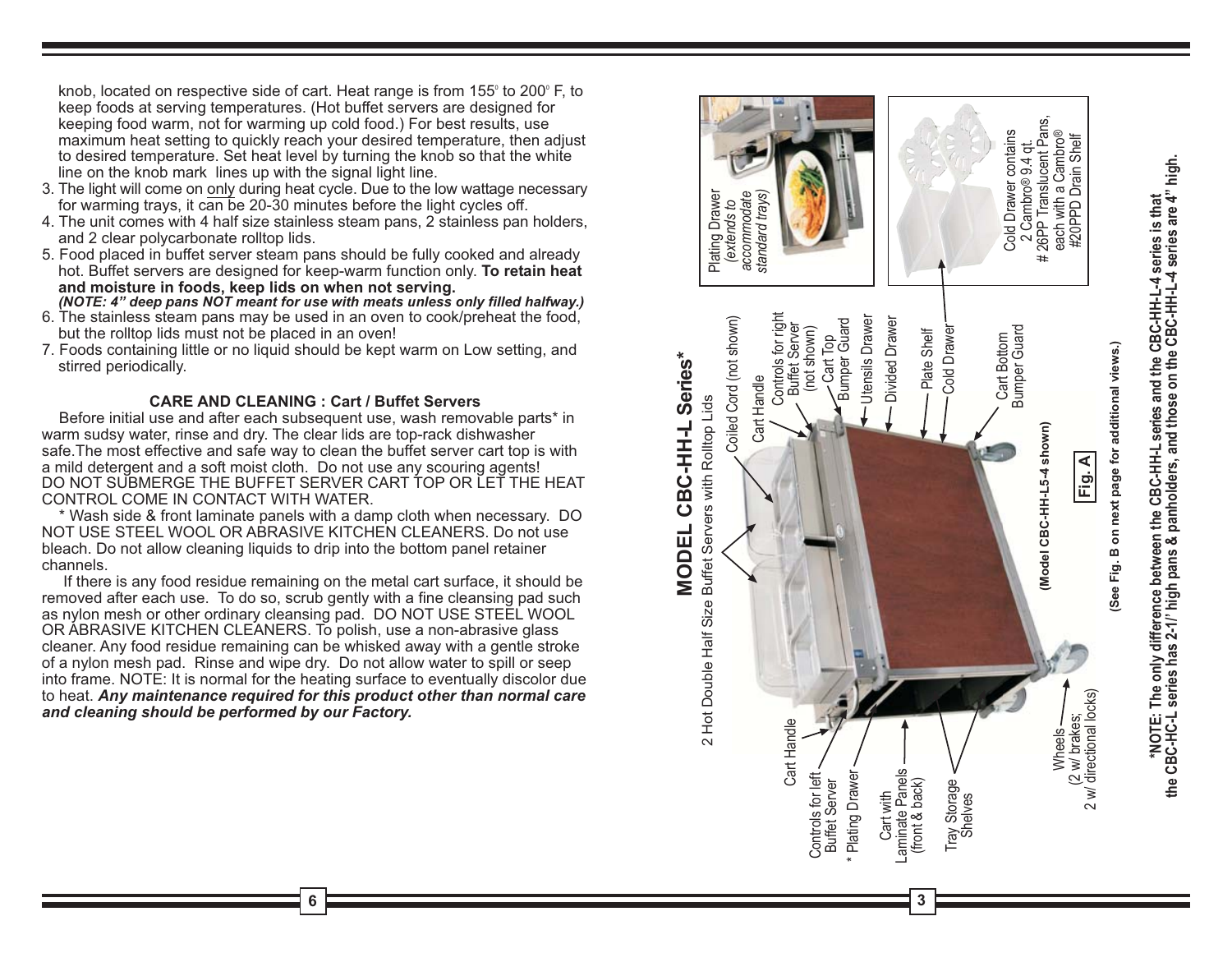knob, located on respective side of cart. Heat range is from 155° to 200° F, to keep foods at serving temperatures. (Hot buffet servers are designed for keeping food warm, not for warming up cold food.) For best results, use maximum heat setting to quickly reach your desired temperature, then adjust to desired temperature. Set heat level by turning the knob so that the white line on the knob mark lines up with the signal light line.

3. The light will come on only during heat cycle. Due to the low wattage necessary for warming trays, it can be 20-30 minutes before the light cycles off.
4. The unit comes with 4 half size stainless steam pans, 2 stainless pan holders, and 2 clear polycarbonate rolltop lids.
5. Food placed in buffet server steam pans should be fully cooked and already hot. Buffet servers are designed for keep-warm function only. **To retain heat and moisture in foods, keep lids on when not serving.** ***(NOTE: 4" deep pans NOT meant for use with meats unless only filled halfway.)***
6. The stainless steam pans may be used in an oven to cook/preheat the food, but the rolltop lids must not be placed in an oven!
7. Foods containing little or no liquid should be kept warm on Low setting, and stirred periodically.

### CARE AND CLEANING : Cart / Buffet Servers

Before initial use and after each subsequent use, wash removable parts* in warm sudsy water, rinse and dry. The clear lids are top-rack dishwasher safe.The most effective and safe way to clean the buffet server cart top is with a mild detergent and a soft moist cloth. Do not use any scouring agents! DO NOT SUBMERGE THE BUFFET SERVER CART TOP OR LET THE HEAT CONTROL COME IN CONTACT WITH WATER.

* Wash side & front laminate panels with a damp cloth when necessary. DO NOT USE STEEL WOOL OR ABRASIVE KITCHEN CLEANERS. Do not use bleach. Do not allow cleaning liquids to drip into the bottom panel retainer channels.

If there is any food residue remaining on the metal cart surface, it should be removed after each use. To do so, scrub gently with a fine cleansing pad such as nylon mesh or other ordinary cleansing pad. DO NOT USE STEEL WOOL OR ABRASIVE KITCHEN CLEANERS. To polish, use a non-abrasive glass cleaner. Any food residue remaining can be whisked away with a gentle stroke of a nylon mesh pad. Rinse and wipe dry. Do not allow water to spill or seep into frame. NOTE: It is normal for the heating surface to eventually discolor due to heat. ***Any maintenance required for this product other than normal care and cleaning should be performed by our Factory.***

## MODEL CBC-HH-L Series*

2 Hot Double Half Size Buffet Servers with Rolltop Lids

Coiled Cord (not shown)
Cart Handle
Controls for right Buffet Server (not shown)
Cart Top Bumper Guard
Utensils Drawer
Divided Drawer
Plate Shelf
Cold Drawer
Cart Bottom Bumper Guard
Cart Handle
Controls for left Buffet Server
* Plating Drawer
Cart with Laminate Panels (front & back)
Tray Storage Shelves
Wheels (2 w/ brakes; 2 w/ directional locks)

Plating Drawer (*extends to accommodate standard trays*)

Cold Drawer contains 2 Cambro® 9.4 qt. # 26PP Translucent Pans, each with a Cambro® #20PPD Drain Shelf

**(Model CBC-HH-L5-4 shown)**

**Fig. A**

**(See Fig. B on next page for additional views.)**

***NOTE: The only difference between the CBC-HH-L series and the CBC-HH-L-4 series is that the CBC-HC-L series has 2-1/' high pans & panholders, and those on the CBC-HH-L-4 series are 4" high.**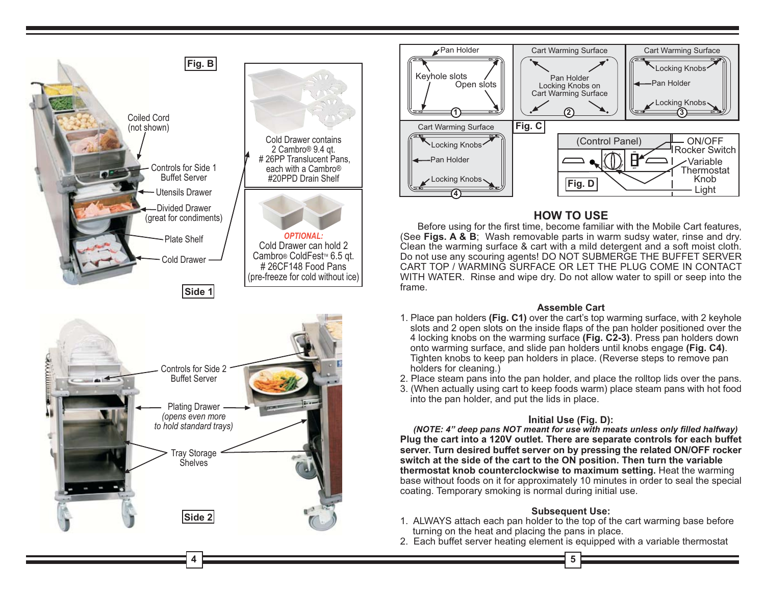Fig. B

Coiled Cord (not shown)

Controls for Side 1 Buffet Server

Utensils Drawer

Divided Drawer (great for condiments)

Plate Shelf

Cold Drawer

Cold Drawer contains 2 Cambro® 9.4 qt. # 26PP Translucent Pans, each with a Cambro® #20PPD Drain Shelf

*OPTIONAL:* Cold Drawer can hold 2 Cambro® ColdFest™ 6.5 qt. # 26CF148 Food Pans (pre-freeze for cold without ice)

Side 1

Controls for Side 2 Buffet Server

Plating Drawer *(opens even more to hold standard trays)*

Tray Storage Shelves

Side 2

Pan Holder
Keyhole slots
Open slots
1

Cart Warming Surface
Pan Holder Locking Knobs on Cart Warming Surface
2

Cart Warming Surface
Locking Knobs
Pan Holder
Locking Knobs
3

Cart Warming Surface
Locking Knobs
Pan Holder
Locking Knobs
4

Fig. C

(Control Panel)
ON/OFF Rocker Switch
Variable Thermostat Knob
Light
Fig. D

## HOW TO USE

Before using for the first time, become familiar with the Mobile Cart features, (See **Figs. A & B**; Wash removable parts in warm sudsy water, rinse and dry. Clean the warming surface & cart with a mild detergent and a soft moist cloth. Do not use any scouring agents! DO NOT SUBMERGE THE BUFFET SERVER CART TOP / WARMING SURFACE OR LET THE PLUG COME IN CONTACT WITH WATER. Rinse and wipe dry. Do not allow water to spill or seep into the frame.

### Assemble Cart

1. Place pan holders **(Fig. C1)** over the cart's top warming surface, with 2 keyhole slots and 2 open slots on the inside flaps of the pan holder positioned over the 4 locking knobs on the warming surface **(Fig. C2-3)**. Press pan holders down onto warming surface, and slide pan holders until knobs engage **(Fig. C4)**. Tighten knobs to keep pan holders in place. (Reverse steps to remove pan holders for cleaning.)
2. Place steam pans into the pan holder, and place the rolltop lids over the pans.
3. (When actually using cart to keep foods warm) place steam pans with hot food into the pan holder, and put the lids in place.

### Initial Use (Fig. D):

***(NOTE: 4" deep pans NOT meant for use with meats unless only filled halfway)***

**Plug the cart into a 120V outlet. There are separate controls for each buffet server. Turn desired buffet server on by pressing the related ON/OFF rocker switch at the side of the cart to the ON position. Then turn the variable thermostat knob counterclockwise to maximum setting.** Heat the warming base without foods on it for approximately 10 minutes in order to seal the special coating. Temporary smoking is normal during initial use.

### Subsequent Use:

1. ALWAYS attach each pan holder to the top of the cart warming base before turning on the heat and placing the pans in place.
2. Each buffet server heating element is equipped with a variable thermostat